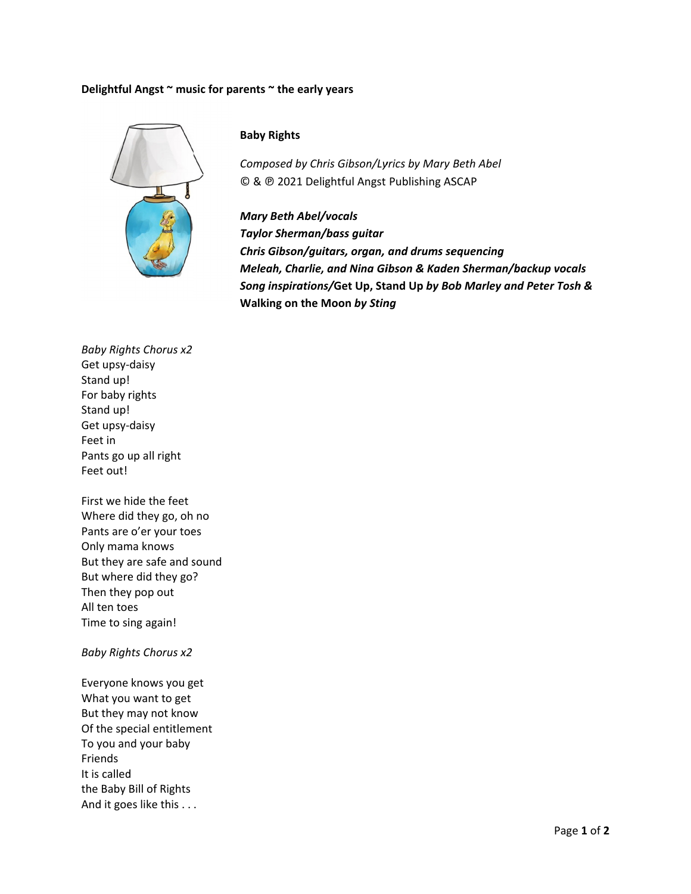**Delightful Angst ~ music for parents ~ the early years**

**Baby Rights**

*Composed by Chris Gibson/Lyrics by Mary Beth Abel*
© & ℗ 2021 Delightful Angst Publishing ASCAP

***Mary Beth Abel/vocals***
***Taylor Sherman/bass guitar***
***Chris Gibson/guitars, organ, and drums sequencing***
***Meleah, Charlie, and Nina Gibson & Kaden Sherman/backup vocals***
***Song inspirations/*Get Up, Stand Up *by Bob Marley and Peter Tosh &***
**Walking on the Moon *by Sting***

*Baby Rights Chorus x2*
Get upsy-daisy
Stand up!
For baby rights
Stand up!
Get upsy-daisy
Feet in
Pants go up all right
Feet out!

First we hide the feet
Where did they go, oh no
Pants are o'er your toes
Only mama knows
But they are safe and sound
But where did they go?
Then they pop out
All ten toes
Time to sing again!

*Baby Rights Chorus x2*

Everyone knows you get
What you want to get
But they may not know
Of the special entitlement
To you and your baby
Friends
It is called
the Baby Bill of Rights
And it goes like this . . .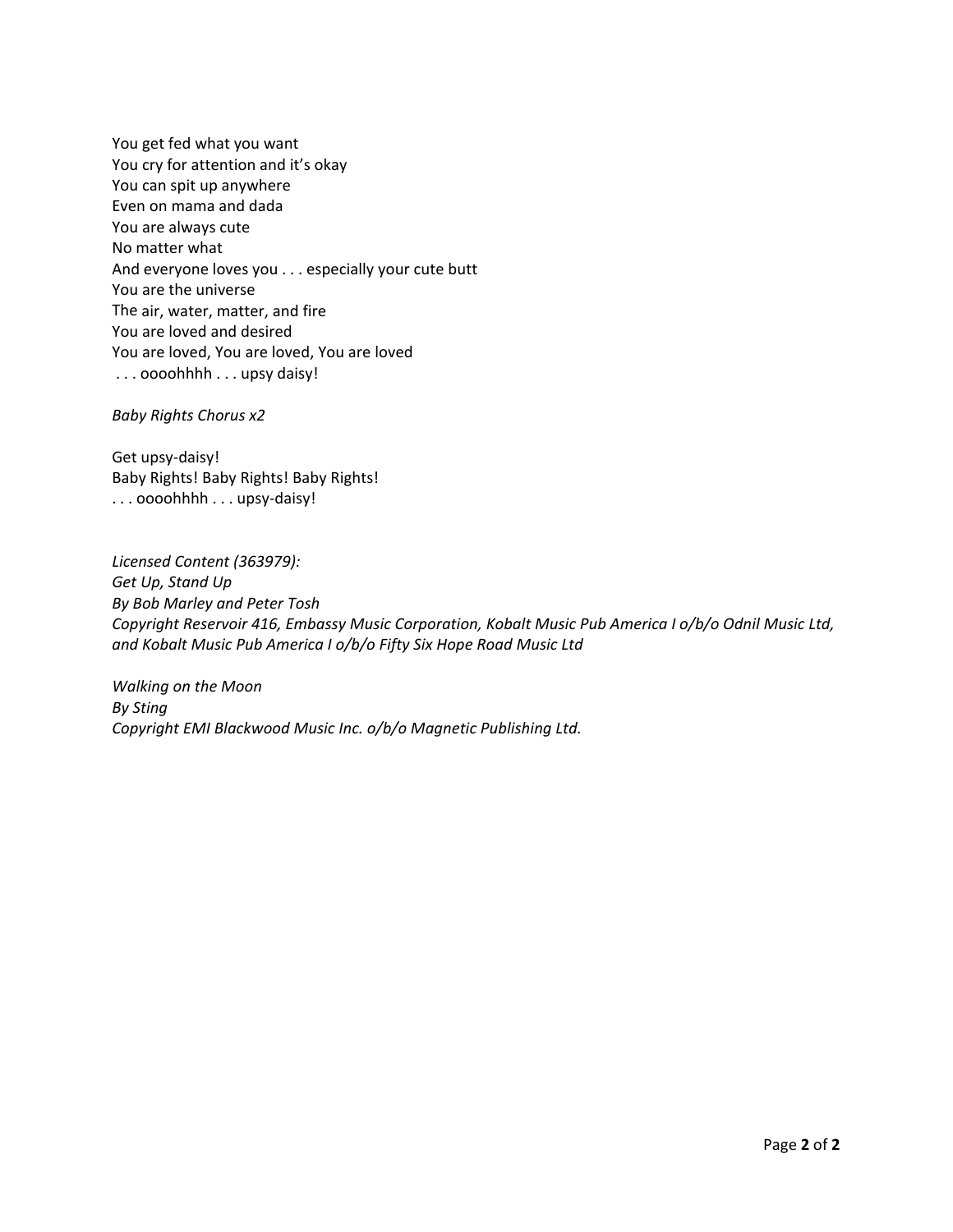You get fed what you want
You cry for attention and it's okay
You can spit up anywhere
Even on mama and dada
You are always cute
No matter what
And everyone loves you . . . especially your cute butt
You are the universe
The air, water, matter, and fire
You are loved and desired
You are loved, You are loved, You are loved
. . . oooohhhh . . . upsy daisy!

*Baby Rights Chorus x2*

Get upsy-daisy!
Baby Rights! Baby Rights! Baby Rights!
. . . oooohhhh . . . upsy-daisy!

*Licensed Content (363979):*
*Get Up, Stand Up*
*By Bob Marley and Peter Tosh*
*Copyright Reservoir 416, Embassy Music Corporation, Kobalt Music Pub America I o/b/o Odnil Music Ltd, and Kobalt Music Pub America I o/b/o Fifty Six Hope Road Music Ltd*

*Walking on the Moon*
*By Sting*
*Copyright EMI Blackwood Music Inc. o/b/o Magnetic Publishing Ltd.*